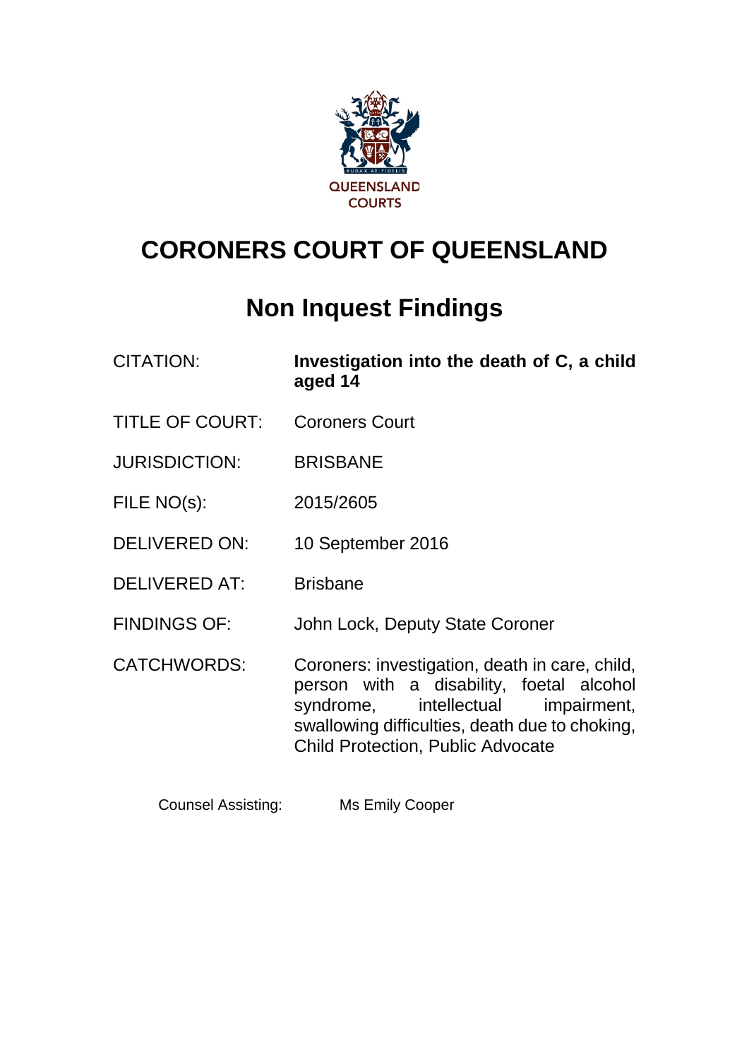QUEENSLAND COURTS

# CORONERS COURT OF QUEENSLAND

## Non Inquest Findings

| | |
|---|---|
| CITATION: | **Investigation into the death of C, a child aged 14** |
| TITLE OF COURT: | Coroners Court |
| JURISDICTION: | BRISBANE |
| FILE NO(s): | 2015/2605 |
| DELIVERED ON: | 10 September 2016 |
| DELIVERED AT: | Brisbane |
| FINDINGS OF: | John Lock, Deputy State Coroner |
| CATCHWORDS: | Coroners: investigation, death in care, child, person with a disability, foetal alcohol syndrome, intellectual impairment, swallowing difficulties, death due to choking, Child Protection, Public Advocate |

Counsel Assisting: Ms Emily Cooper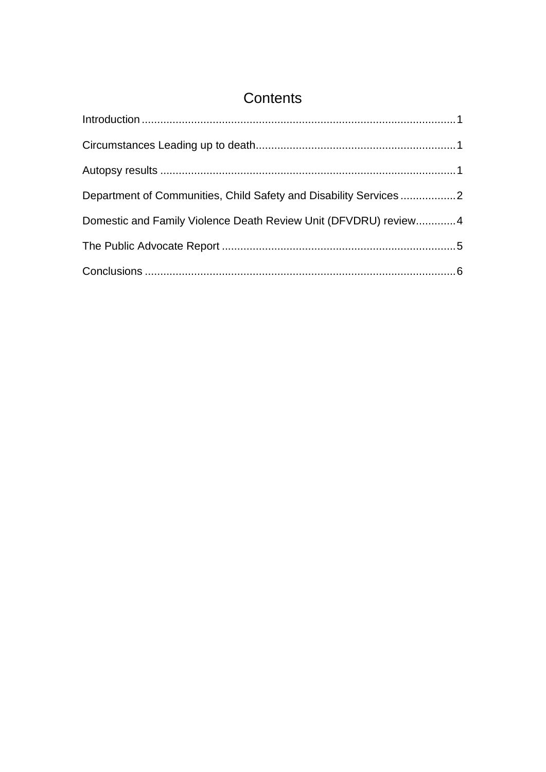# Contents

Introduction .................................................................................................... 1

Circumstances Leading up to death................................................................ 1

Autopsy results ............................................................................................... 1

Department of Communities, Child Safety and Disability Services .................. 2

Domestic and Family Violence Death Review Unit (DFVDRU) review............. 4

The Public Advocate Report ........................................................................... 5

Conclusions .................................................................................................... 6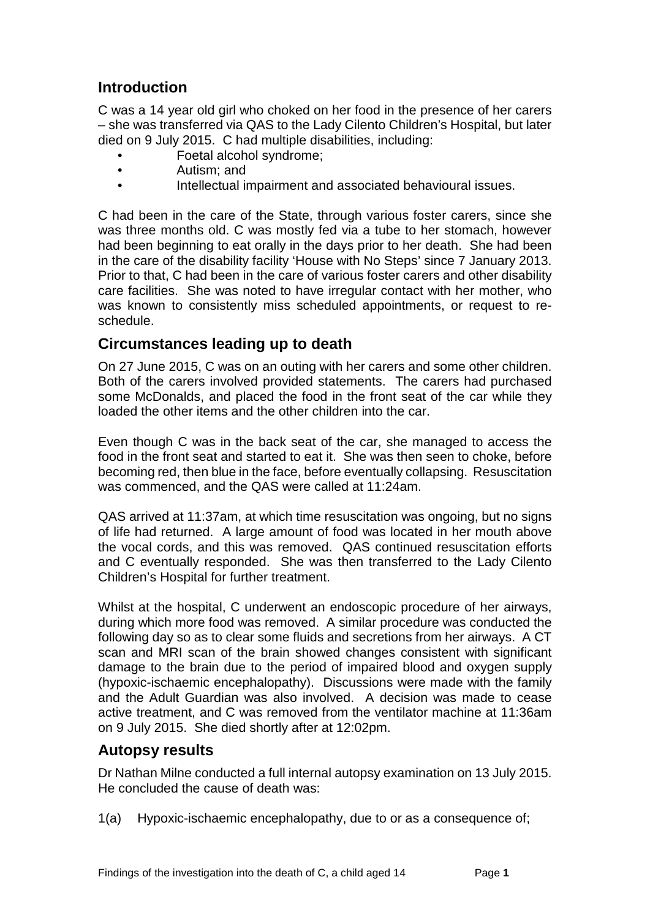## Introduction

C was a 14 year old girl who choked on her food in the presence of her carers – she was transferred via QAS to the Lady Cilento Children's Hospital, but later died on 9 July 2015. C had multiple disabilities, including:

- Foetal alcohol syndrome;
- Autism; and
- Intellectual impairment and associated behavioural issues.

C had been in the care of the State, through various foster carers, since she was three months old. C was mostly fed via a tube to her stomach, however had been beginning to eat orally in the days prior to her death. She had been in the care of the disability facility 'House with No Steps' since 7 January 2013. Prior to that, C had been in the care of various foster carers and other disability care facilities. She was noted to have irregular contact with her mother, who was known to consistently miss scheduled appointments, or request to re-schedule.

## Circumstances leading up to death

On 27 June 2015, C was on an outing with her carers and some other children. Both of the carers involved provided statements. The carers had purchased some McDonalds, and placed the food in the front seat of the car while they loaded the other items and the other children into the car.

Even though C was in the back seat of the car, she managed to access the food in the front seat and started to eat it. She was then seen to choke, before becoming red, then blue in the face, before eventually collapsing. Resuscitation was commenced, and the QAS were called at 11:24am.

QAS arrived at 11:37am, at which time resuscitation was ongoing, but no signs of life had returned. A large amount of food was located in her mouth above the vocal cords, and this was removed. QAS continued resuscitation efforts and C eventually responded. She was then transferred to the Lady Cilento Children's Hospital for further treatment.

Whilst at the hospital, C underwent an endoscopic procedure of her airways, during which more food was removed. A similar procedure was conducted the following day so as to clear some fluids and secretions from her airways. A CT scan and MRI scan of the brain showed changes consistent with significant damage to the brain due to the period of impaired blood and oxygen supply (hypoxic-ischaemic encephalopathy). Discussions were made with the family and the Adult Guardian was also involved. A decision was made to cease active treatment, and C was removed from the ventilator machine at 11:36am on 9 July 2015. She died shortly after at 12:02pm.

## Autopsy results

Dr Nathan Milne conducted a full internal autopsy examination on 13 July 2015. He concluded the cause of death was:

1(a) Hypoxic-ischaemic encephalopathy, due to or as a consequence of;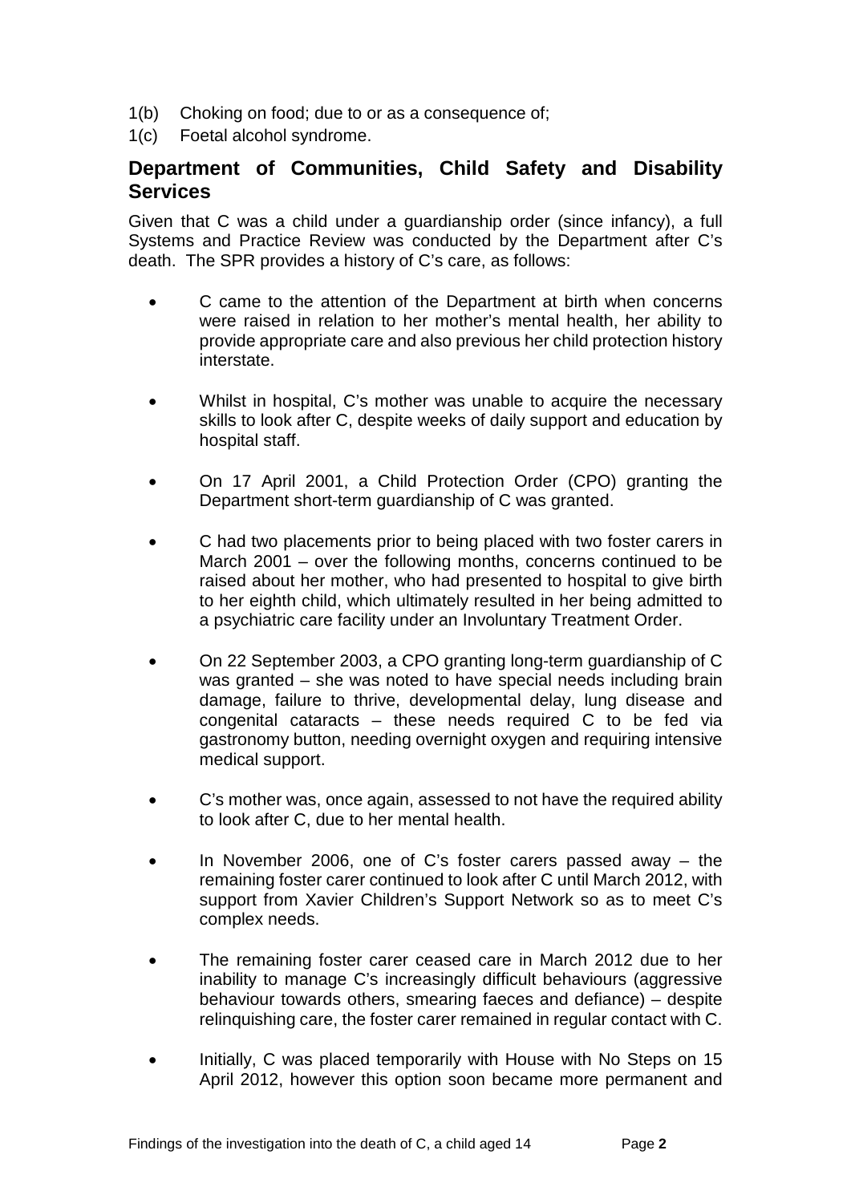1(b) Choking on food; due to or as a consequence of;

1(c) Foetal alcohol syndrome.

## Department of Communities, Child Safety and Disability Services

Given that C was a child under a guardianship order (since infancy), a full Systems and Practice Review was conducted by the Department after C's death. The SPR provides a history of C's care, as follows:

- C came to the attention of the Department at birth when concerns were raised in relation to her mother's mental health, her ability to provide appropriate care and also previous her child protection history interstate.
- Whilst in hospital, C's mother was unable to acquire the necessary skills to look after C, despite weeks of daily support and education by hospital staff.
- On 17 April 2001, a Child Protection Order (CPO) granting the Department short-term guardianship of C was granted.
- C had two placements prior to being placed with two foster carers in March 2001 – over the following months, concerns continued to be raised about her mother, who had presented to hospital to give birth to her eighth child, which ultimately resulted in her being admitted to a psychiatric care facility under an Involuntary Treatment Order.
- On 22 September 2003, a CPO granting long-term guardianship of C was granted – she was noted to have special needs including brain damage, failure to thrive, developmental delay, lung disease and congenital cataracts – these needs required C to be fed via gastronomy button, needing overnight oxygen and requiring intensive medical support.
- C's mother was, once again, assessed to not have the required ability to look after C, due to her mental health.
- In November 2006, one of C's foster carers passed away – the remaining foster carer continued to look after C until March 2012, with support from Xavier Children's Support Network so as to meet C's complex needs.
- The remaining foster carer ceased care in March 2012 due to her inability to manage C's increasingly difficult behaviours (aggressive behaviour towards others, smearing faeces and defiance) – despite relinquishing care, the foster carer remained in regular contact with C.
- Initially, C was placed temporarily with House with No Steps on 15 April 2012, however this option soon became more permanent and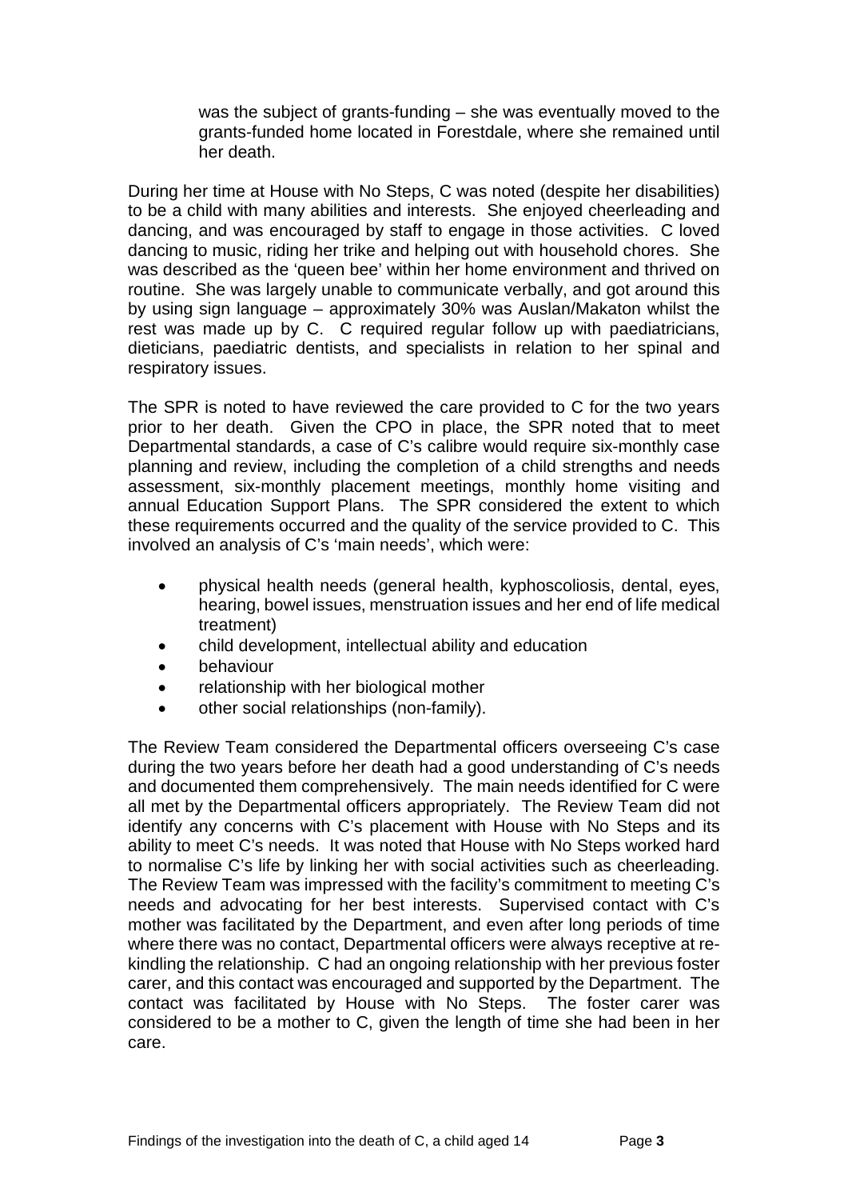was the subject of grants-funding – she was eventually moved to the grants-funded home located in Forestdale, where she remained until her death.

During her time at House with No Steps, C was noted (despite her disabilities) to be a child with many abilities and interests. She enjoyed cheerleading and dancing, and was encouraged by staff to engage in those activities. C loved dancing to music, riding her trike and helping out with household chores. She was described as the 'queen bee' within her home environment and thrived on routine. She was largely unable to communicate verbally, and got around this by using sign language – approximately 30% was Auslan/Makaton whilst the rest was made up by C. C required regular follow up with paediatricians, dieticians, paediatric dentists, and specialists in relation to her spinal and respiratory issues.

The SPR is noted to have reviewed the care provided to C for the two years prior to her death. Given the CPO in place, the SPR noted that to meet Departmental standards, a case of C's calibre would require six-monthly case planning and review, including the completion of a child strengths and needs assessment, six-monthly placement meetings, monthly home visiting and annual Education Support Plans. The SPR considered the extent to which these requirements occurred and the quality of the service provided to C. This involved an analysis of C's 'main needs', which were:

- physical health needs (general health, kyphoscoliosis, dental, eyes, hearing, bowel issues, menstruation issues and her end of life medical treatment)
- child development, intellectual ability and education
- behaviour
- relationship with her biological mother
- other social relationships (non-family).

The Review Team considered the Departmental officers overseeing C's case during the two years before her death had a good understanding of C's needs and documented them comprehensively. The main needs identified for C were all met by the Departmental officers appropriately. The Review Team did not identify any concerns with C's placement with House with No Steps and its ability to meet C's needs. It was noted that House with No Steps worked hard to normalise C's life by linking her with social activities such as cheerleading. The Review Team was impressed with the facility's commitment to meeting C's needs and advocating for her best interests. Supervised contact with C's mother was facilitated by the Department, and even after long periods of time where there was no contact, Departmental officers were always receptive at re-kindling the relationship. C had an ongoing relationship with her previous foster carer, and this contact was encouraged and supported by the Department. The contact was facilitated by House with No Steps. The foster carer was considered to be a mother to C, given the length of time she had been in her care.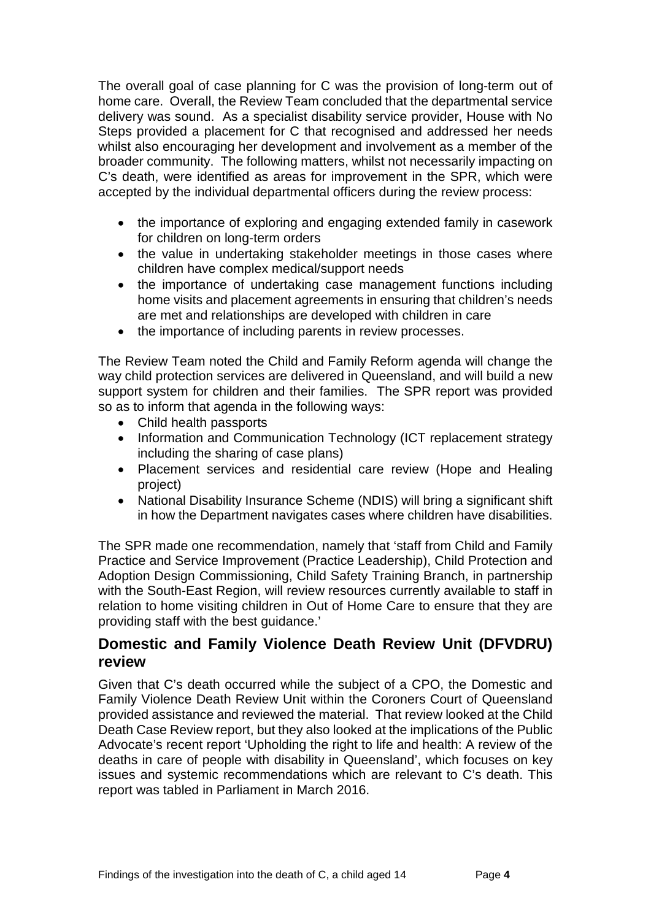The overall goal of case planning for C was the provision of long-term out of home care. Overall, the Review Team concluded that the departmental service delivery was sound. As a specialist disability service provider, House with No Steps provided a placement for C that recognised and addressed her needs whilst also encouraging her development and involvement as a member of the broader community. The following matters, whilst not necessarily impacting on C's death, were identified as areas for improvement in the SPR, which were accepted by the individual departmental officers during the review process:

- the importance of exploring and engaging extended family in casework for children on long-term orders
- the value in undertaking stakeholder meetings in those cases where children have complex medical/support needs
- the importance of undertaking case management functions including home visits and placement agreements in ensuring that children's needs are met and relationships are developed with children in care
- the importance of including parents in review processes.

The Review Team noted the Child and Family Reform agenda will change the way child protection services are delivered in Queensland, and will build a new support system for children and their families. The SPR report was provided so as to inform that agenda in the following ways:

- Child health passports
- Information and Communication Technology (ICT replacement strategy including the sharing of case plans)
- Placement services and residential care review (Hope and Healing project)
- National Disability Insurance Scheme (NDIS) will bring a significant shift in how the Department navigates cases where children have disabilities.

The SPR made one recommendation, namely that 'staff from Child and Family Practice and Service Improvement (Practice Leadership), Child Protection and Adoption Design Commissioning, Child Safety Training Branch, in partnership with the South-East Region, will review resources currently available to staff in relation to home visiting children in Out of Home Care to ensure that they are providing staff with the best guidance.'

## Domestic and Family Violence Death Review Unit (DFVDRU) review

Given that C's death occurred while the subject of a CPO, the Domestic and Family Violence Death Review Unit within the Coroners Court of Queensland provided assistance and reviewed the material. That review looked at the Child Death Case Review report, but they also looked at the implications of the Public Advocate's recent report 'Upholding the right to life and health: A review of the deaths in care of people with disability in Queensland', which focuses on key issues and systemic recommendations which are relevant to C's death. This report was tabled in Parliament in March 2016.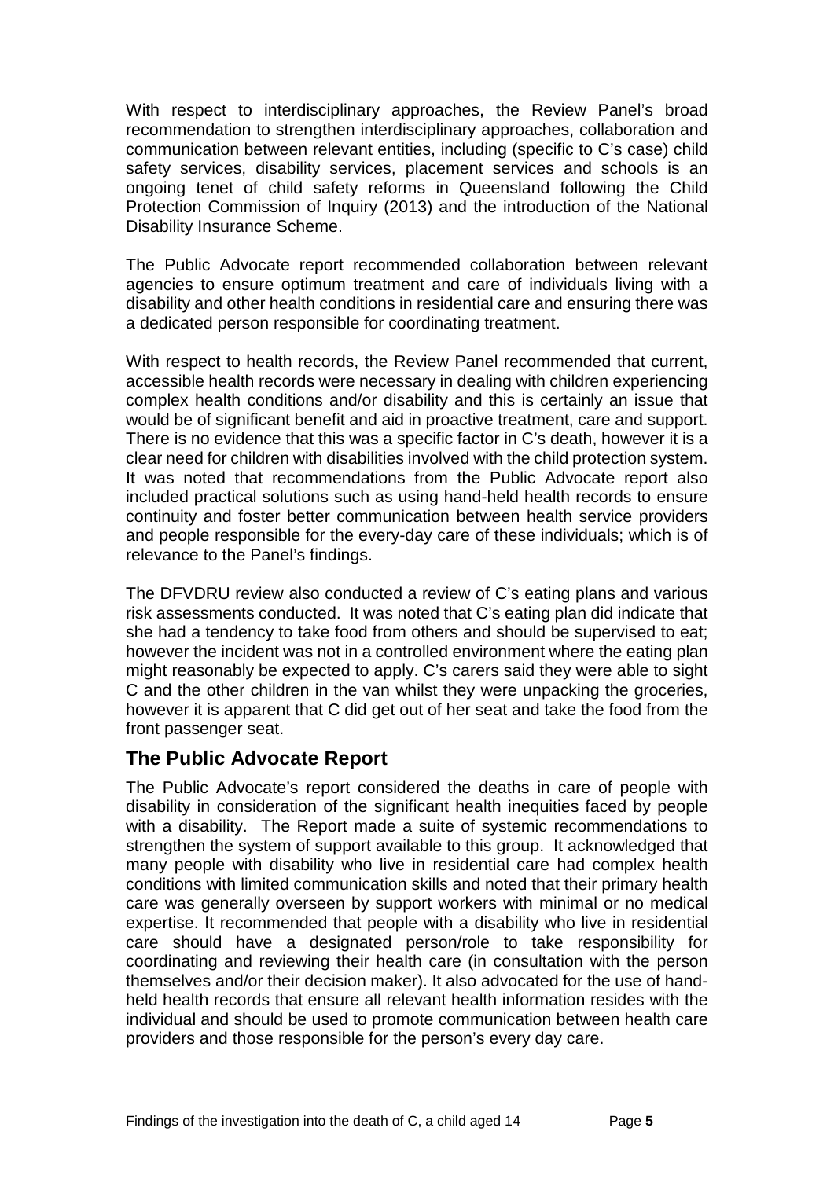With respect to interdisciplinary approaches, the Review Panel's broad recommendation to strengthen interdisciplinary approaches, collaboration and communication between relevant entities, including (specific to C's case) child safety services, disability services, placement services and schools is an ongoing tenet of child safety reforms in Queensland following the Child Protection Commission of Inquiry (2013) and the introduction of the National Disability Insurance Scheme.

The Public Advocate report recommended collaboration between relevant agencies to ensure optimum treatment and care of individuals living with a disability and other health conditions in residential care and ensuring there was a dedicated person responsible for coordinating treatment.

With respect to health records, the Review Panel recommended that current, accessible health records were necessary in dealing with children experiencing complex health conditions and/or disability and this is certainly an issue that would be of significant benefit and aid in proactive treatment, care and support. There is no evidence that this was a specific factor in C's death, however it is a clear need for children with disabilities involved with the child protection system. It was noted that recommendations from the Public Advocate report also included practical solutions such as using hand-held health records to ensure continuity and foster better communication between health service providers and people responsible for the every-day care of these individuals; which is of relevance to the Panel's findings.

The DFVDRU review also conducted a review of C's eating plans and various risk assessments conducted. It was noted that C's eating plan did indicate that she had a tendency to take food from others and should be supervised to eat; however the incident was not in a controlled environment where the eating plan might reasonably be expected to apply. C's carers said they were able to sight C and the other children in the van whilst they were unpacking the groceries, however it is apparent that C did get out of her seat and take the food from the front passenger seat.

## The Public Advocate Report

The Public Advocate's report considered the deaths in care of people with disability in consideration of the significant health inequities faced by people with a disability. The Report made a suite of systemic recommendations to strengthen the system of support available to this group. It acknowledged that many people with disability who live in residential care had complex health conditions with limited communication skills and noted that their primary health care was generally overseen by support workers with minimal or no medical expertise. It recommended that people with a disability who live in residential care should have a designated person/role to take responsibility for coordinating and reviewing their health care (in consultation with the person themselves and/or their decision maker). It also advocated for the use of hand-held health records that ensure all relevant health information resides with the individual and should be used to promote communication between health care providers and those responsible for the person's every day care.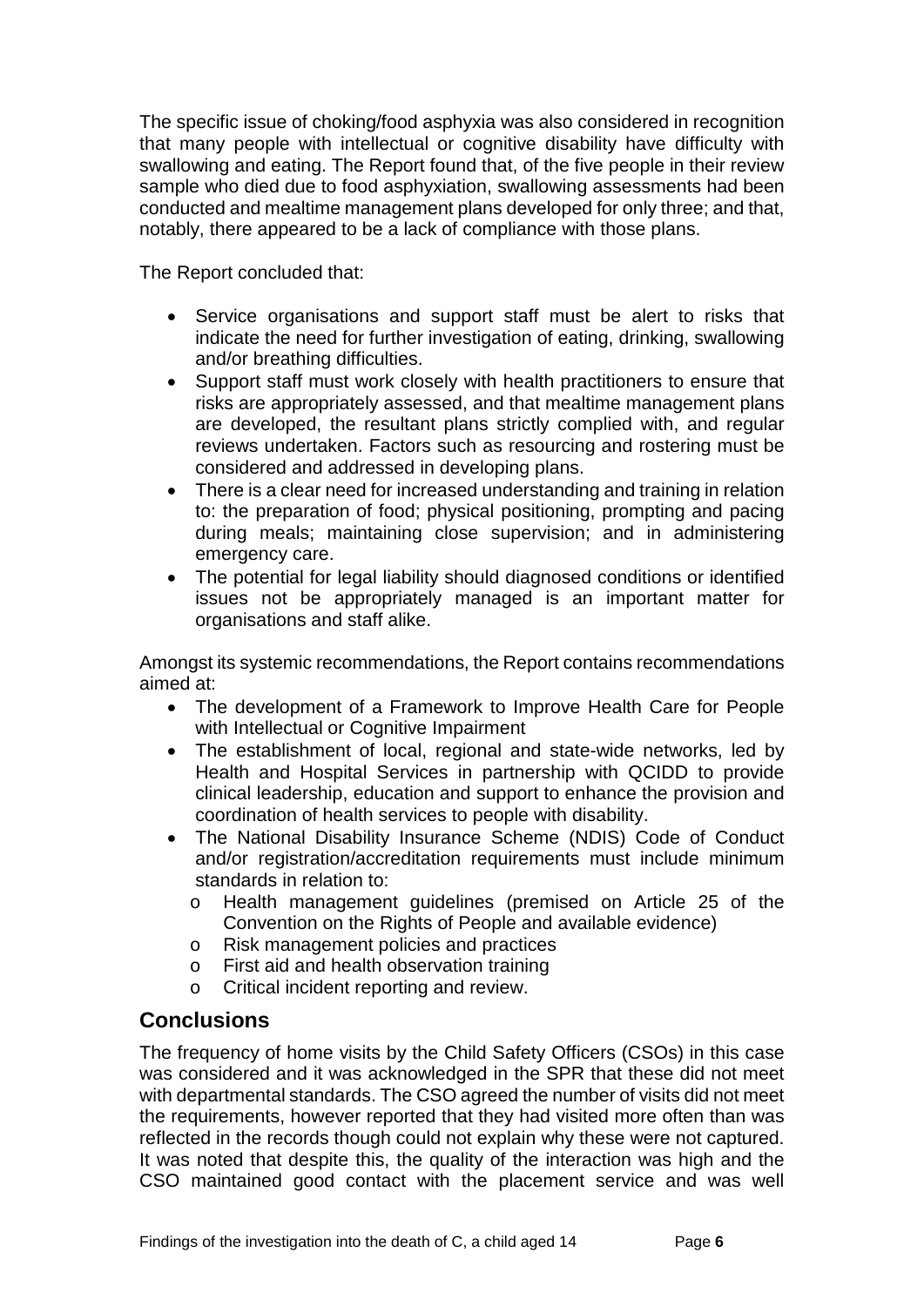The specific issue of choking/food asphyxia was also considered in recognition that many people with intellectual or cognitive disability have difficulty with swallowing and eating. The Report found that, of the five people in their review sample who died due to food asphyxiation, swallowing assessments had been conducted and mealtime management plans developed for only three; and that, notably, there appeared to be a lack of compliance with those plans.

The Report concluded that:

- Service organisations and support staff must be alert to risks that indicate the need for further investigation of eating, drinking, swallowing and/or breathing difficulties.
- Support staff must work closely with health practitioners to ensure that risks are appropriately assessed, and that mealtime management plans are developed, the resultant plans strictly complied with, and regular reviews undertaken. Factors such as resourcing and rostering must be considered and addressed in developing plans.
- There is a clear need for increased understanding and training in relation to: the preparation of food; physical positioning, prompting and pacing during meals; maintaining close supervision; and in administering emergency care.
- The potential for legal liability should diagnosed conditions or identified issues not be appropriately managed is an important matter for organisations and staff alike.

Amongst its systemic recommendations, the Report contains recommendations aimed at:

- The development of a Framework to Improve Health Care for People with Intellectual or Cognitive Impairment
- The establishment of local, regional and state-wide networks, led by Health and Hospital Services in partnership with QCIDD to provide clinical leadership, education and support to enhance the provision and coordination of health services to people with disability.
- The National Disability Insurance Scheme (NDIS) Code of Conduct and/or registration/accreditation requirements must include minimum standards in relation to:
  - Health management guidelines (premised on Article 25 of the Convention on the Rights of People and available evidence)
  - Risk management policies and practices
  - First aid and health observation training
  - Critical incident reporting and review.

## Conclusions

The frequency of home visits by the Child Safety Officers (CSOs) in this case was considered and it was acknowledged in the SPR that these did not meet with departmental standards. The CSO agreed the number of visits did not meet the requirements, however reported that they had visited more often than was reflected in the records though could not explain why these were not captured. It was noted that despite this, the quality of the interaction was high and the CSO maintained good contact with the placement service and was well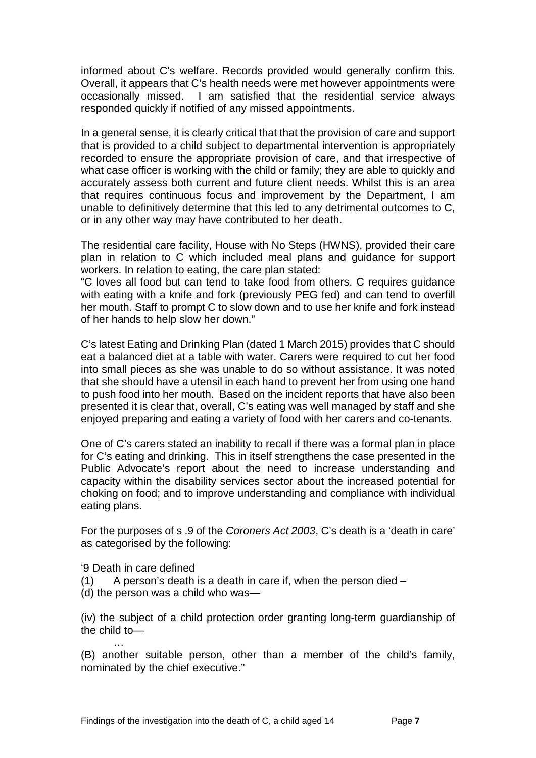informed about C's welfare. Records provided would generally confirm this. Overall, it appears that C's health needs were met however appointments were occasionally missed. I am satisfied that the residential service always responded quickly if notified of any missed appointments.

In a general sense, it is clearly critical that that the provision of care and support that is provided to a child subject to departmental intervention is appropriately recorded to ensure the appropriate provision of care, and that irrespective of what case officer is working with the child or family; they are able to quickly and accurately assess both current and future client needs. Whilst this is an area that requires continuous focus and improvement by the Department, I am unable to definitively determine that this led to any detrimental outcomes to C, or in any other way may have contributed to her death.

The residential care facility, House with No Steps (HWNS), provided their care plan in relation to C which included meal plans and guidance for support workers. In relation to eating, the care plan stated:
"C loves all food but can tend to take food from others. C requires guidance with eating with a knife and fork (previously PEG fed) and can tend to overfill her mouth. Staff to prompt C to slow down and to use her knife and fork instead of her hands to help slow her down."

C's latest Eating and Drinking Plan (dated 1 March 2015) provides that C should eat a balanced diet at a table with water. Carers were required to cut her food into small pieces as she was unable to do so without assistance. It was noted that she should have a utensil in each hand to prevent her from using one hand to push food into her mouth. Based on the incident reports that have also been presented it is clear that, overall, C's eating was well managed by staff and she enjoyed preparing and eating a variety of food with her carers and co-tenants.

One of C's carers stated an inability to recall if there was a formal plan in place for C's eating and drinking. This in itself strengthens the case presented in the Public Advocate's report about the need to increase understanding and capacity within the disability services sector about the increased potential for choking on food; and to improve understanding and compliance with individual eating plans.

For the purposes of s .9 of the *Coroners Act 2003*, C's death is a 'death in care' as categorised by the following:

'9 Death in care defined
(1) A person's death is a death in care if, when the person died –
(d) the person was a child who was—

(iv) the subject of a child protection order granting long-term guardianship of the child to—
…
(B) another suitable person, other than a member of the child's family, nominated by the chief executive."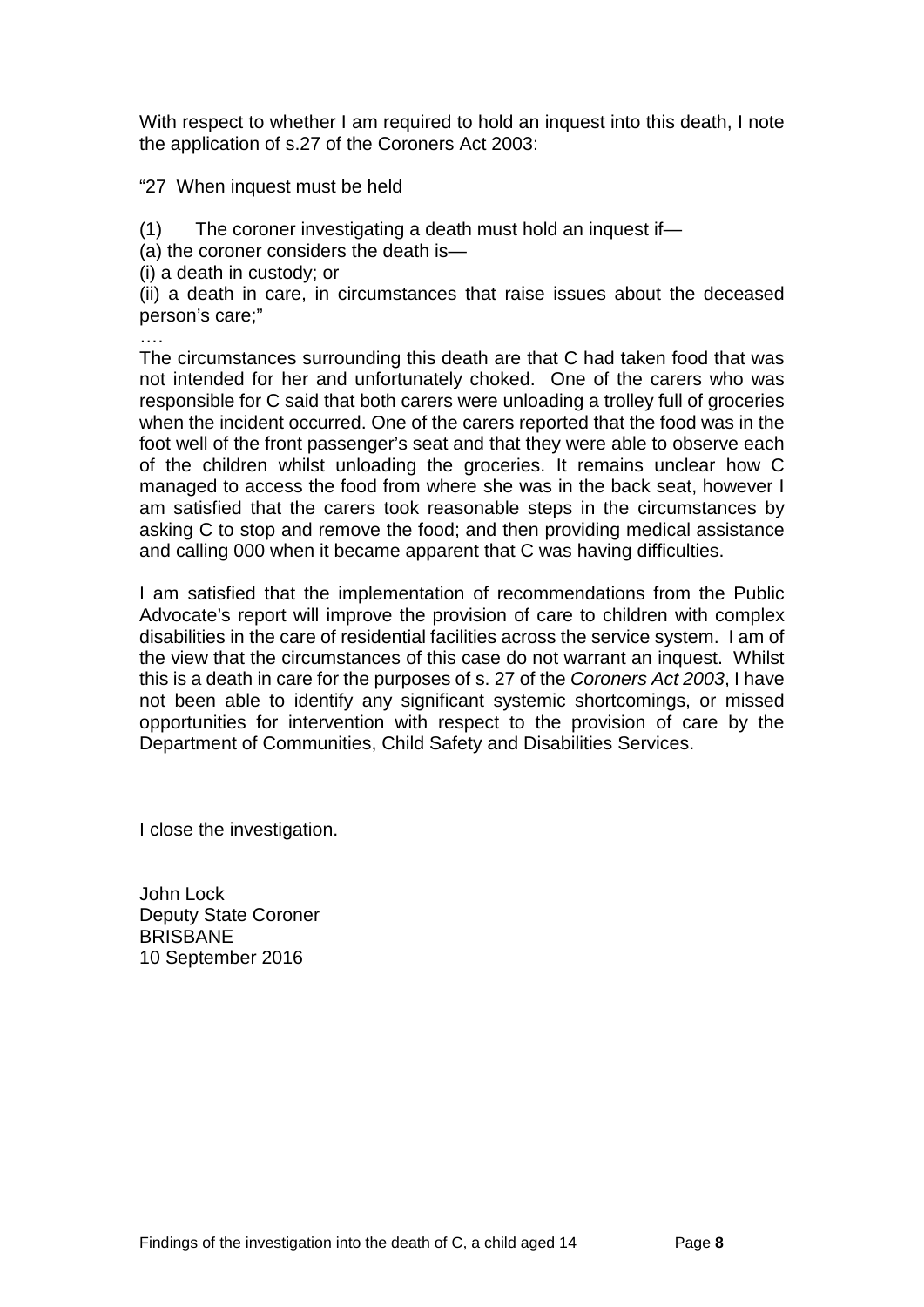With respect to whether I am required to hold an inquest into this death, I note the application of s.27 of the Coroners Act 2003:

"27 When inquest must be held

(1) The coroner investigating a death must hold an inquest if—
(a) the coroner considers the death is—
(i) a death in custody; or
(ii) a death in care, in circumstances that raise issues about the deceased person's care;"
….

The circumstances surrounding this death are that C had taken food that was not intended for her and unfortunately choked. One of the carers who was responsible for C said that both carers were unloading a trolley full of groceries when the incident occurred. One of the carers reported that the food was in the foot well of the front passenger's seat and that they were able to observe each of the children whilst unloading the groceries. It remains unclear how C managed to access the food from where she was in the back seat, however I am satisfied that the carers took reasonable steps in the circumstances by asking C to stop and remove the food; and then providing medical assistance and calling 000 when it became apparent that C was having difficulties.

I am satisfied that the implementation of recommendations from the Public Advocate's report will improve the provision of care to children with complex disabilities in the care of residential facilities across the service system. I am of the view that the circumstances of this case do not warrant an inquest. Whilst this is a death in care for the purposes of s. 27 of the *Coroners Act 2003*, I have not been able to identify any significant systemic shortcomings, or missed opportunities for intervention with respect to the provision of care by the Department of Communities, Child Safety and Disabilities Services.

I close the investigation.

John Lock
Deputy State Coroner
BRISBANE
10 September 2016